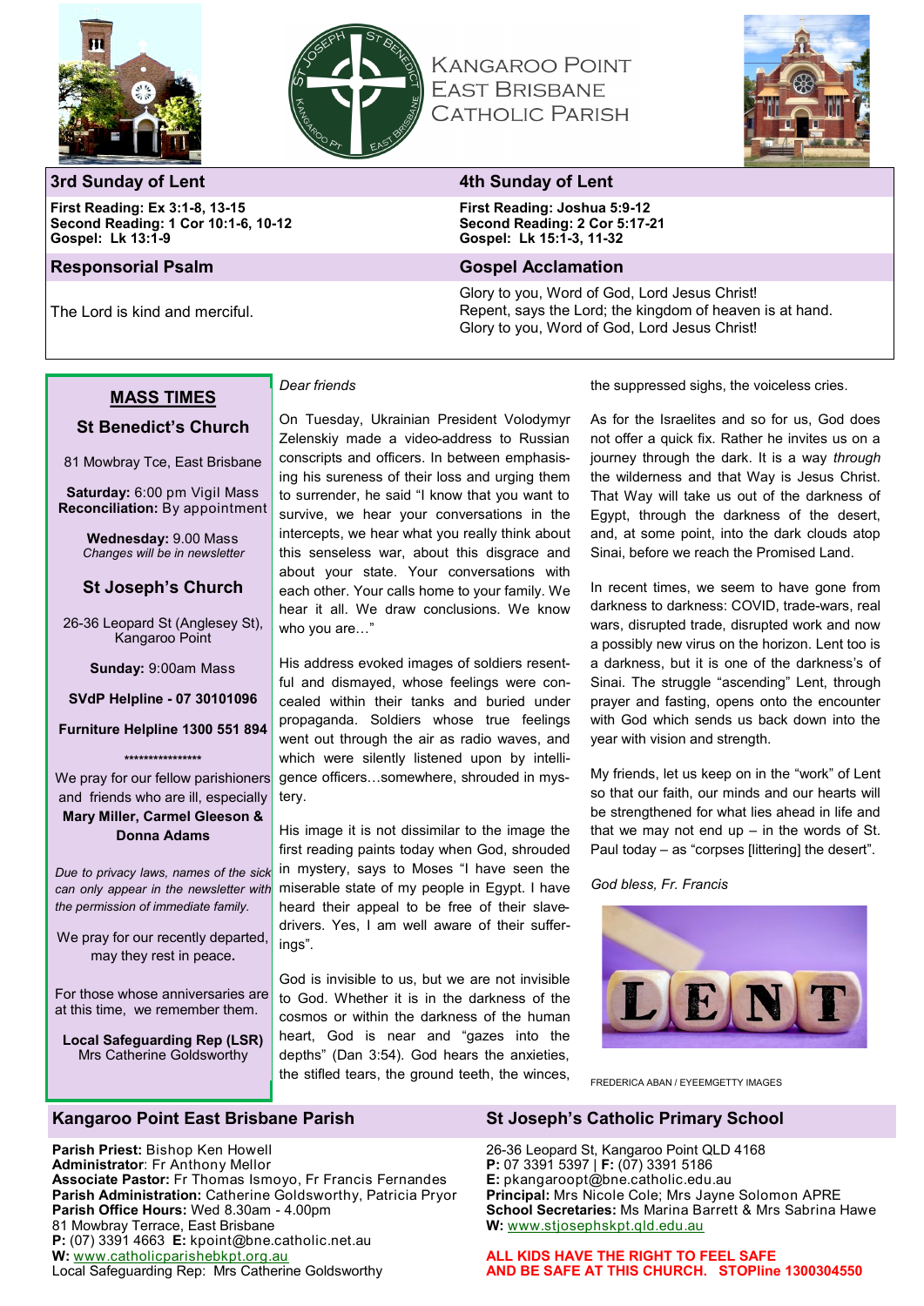# Kangaroo Point East Brisbane Catholic Parish

## 3rd Sunday of Lent

**First Reading: Ex 3:1-8, 13-15**
**Second Reading: 1 Cor 10:1-6, 10-12**
**Gospel: Lk 13:1-9**

### Responsorial Psalm

The Lord is kind and merciful.

## 4th Sunday of Lent

**First Reading: Joshua 5:9-12**
**Second Reading: 2 Cor 5:17-21**
**Gospel: Lk 15:1-3, 11-32**

### Gospel Acclamation

Glory to you, Word of God, Lord Jesus Christ!
Repent, says the Lord; the kingdom of heaven is at hand.
Glory to you, Word of God, Lord Jesus Christ!

## MASS TIMES

### St Benedict's Church

81 Mowbray Tce, East Brisbane

**Saturday:** 6:00 pm Vigil Mass
**Reconciliation:** By appointment

**Wednesday:** 9.00 Mass
*Changes will be in newsletter*

### St Joseph's Church

26-36 Leopard St (Anglesey St), Kangaroo Point

**Sunday:** 9:00am Mass

**SVdP Helpline - 07 30101096**

**Furniture Helpline 1300 551 894**

\*\*\*\*\*\*\*\*\*\*\*\*\*\*\*\*

We pray for our fellow parishioners and friends who are ill, especially **Mary Miller, Carmel Gleeson & Donna Adams**

*Due to privacy laws, names of the sick can only appear in the newsletter with the permission of immediate family.*

We pray for our recently departed, may they rest in peace**.**

For those whose anniversaries are at this time, we remember them.

**Local Safeguarding Rep (LSR)**
Mrs Catherine Goldsworthy

*Dear friends*

On Tuesday, Ukrainian President Volodymyr Zelenskiy made a video-address to Russian conscripts and officers. In between emphasising his sureness of their loss and urging them to surrender, he said "I know that you want to survive, we hear your conversations in the intercepts, we hear what you really think about this senseless war, about this disgrace and about your state. Your conversations with each other. Your calls home to your family. We hear it all. We draw conclusions. We know who you are…"

His address evoked images of soldiers resentful and dismayed, whose feelings were concealed within their tanks and buried under propaganda. Soldiers whose true feelings went out through the air as radio waves, and which were silently listened upon by intelligence officers…somewhere, shrouded in mystery.

His image it is not dissimilar to the image the first reading paints today when God, shrouded in mystery, says to Moses "I have seen the miserable state of my people in Egypt. I have heard their appeal to be free of their slave-drivers. Yes, I am well aware of their sufferings".

God is invisible to us, but we are not invisible to God. Whether it is in the darkness of the cosmos or within the darkness of the human heart, God is near and "gazes into the depths" (Dan 3:54). God hears the anxieties, the stifled tears, the ground teeth, the winces, the suppressed sighs, the voiceless cries.

As for the Israelites and so for us, God does not offer a quick fix. Rather he invites us on a journey through the dark. It is a way *through* the wilderness and that Way is Jesus Christ. That Way will take us out of the darkness of Egypt, through the darkness of the desert, and, at some point, into the dark clouds atop Sinai, before we reach the Promised Land.

In recent times, we seem to have gone from darkness to darkness: COVID, trade-wars, real wars, disrupted trade, disrupted work and now a possibly new virus on the horizon. Lent too is a darkness, but it is one of the darkness's of Sinai. The struggle "ascending" Lent, through prayer and fasting, opens onto the encounter with God which sends us back down into the year with vision and strength.

My friends, let us keep on in the "work" of Lent so that our faith, our minds and our hearts will be strengthened for what lies ahead in life and that we may not end up – in the words of St. Paul today – as "corpses [littering] the desert".

*God bless, Fr. Francis*

FREDERICA ABAN / EYEEMGETTY IMAGES

## Kangaroo Point East Brisbane Parish

**Parish Priest:** Bishop Ken Howell
**Administrator**: Fr Anthony Mellor
**Associate Pastor:** Fr Thomas Ismoyo, Fr Francis Fernandes
**Parish Administration:** Catherine Goldsworthy, Patricia Pryor
**Parish Office Hours:** Wed 8.30am - 4.00pm
81 Mowbray Terrace, East Brisbane
**P:** (07) 3391 4663 **E:** kpoint@bne.catholic.net.au
**W:** www.catholicparishebkpt.org.au
Local Safeguarding Rep: Mrs Catherine Goldsworthy

## St Joseph's Catholic Primary School

26-36 Leopard St, Kangaroo Point QLD 4168
**P:** 07 3391 5397 | **F:** (07) 3391 5186
**E:** pkangaroopt@bne.catholic.edu.au
**Principal:** Mrs Nicole Cole; Mrs Jayne Solomon APRE
**School Secretaries:** Ms Marina Barrett & Mrs Sabrina Hawe
**W:** www.stjosephskpt.qld.edu.au

**ALL KIDS HAVE THE RIGHT TO FEEL SAFE AND BE SAFE AT THIS CHURCH. STOPline 1300304550**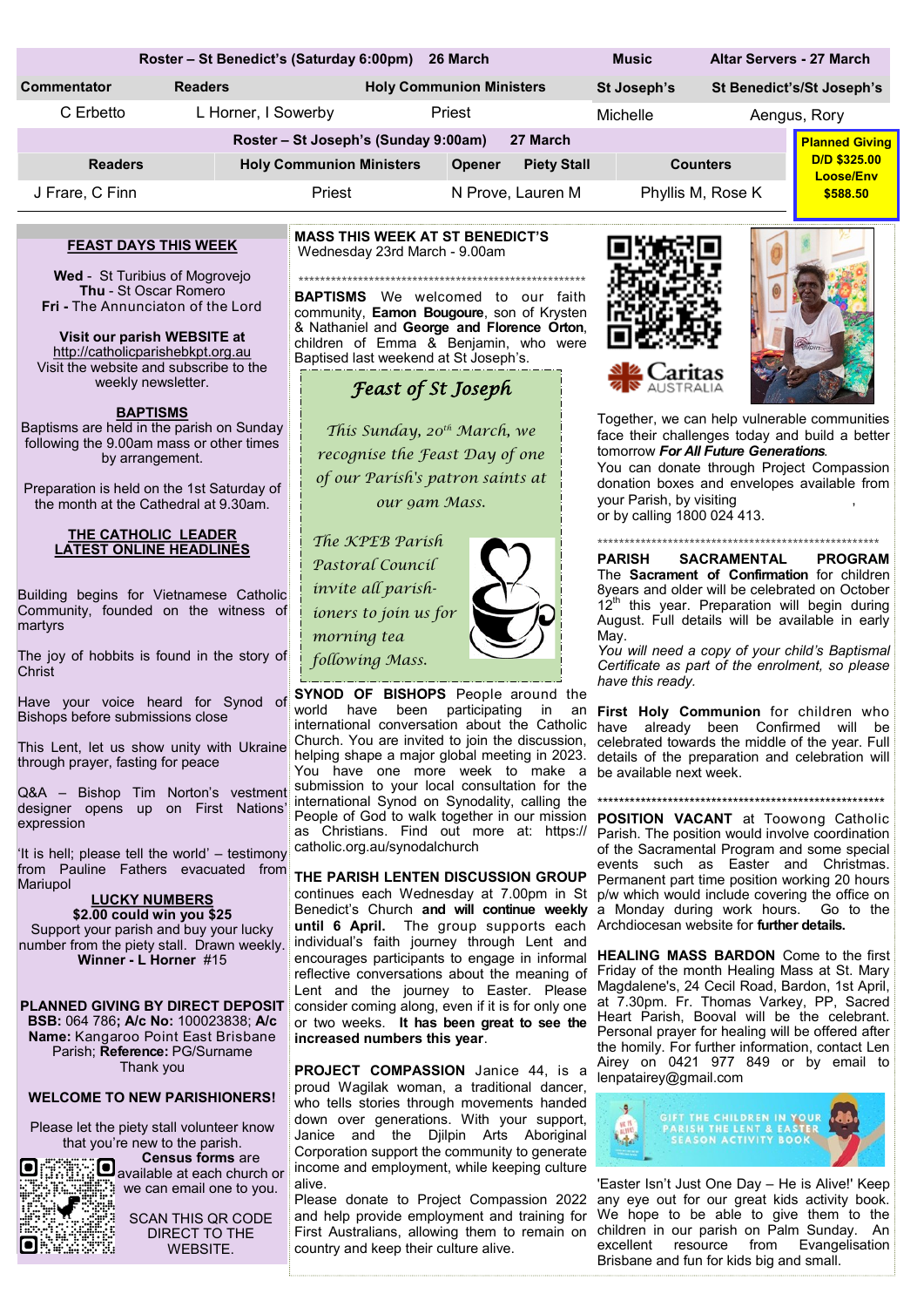| Roster – St Benedict's (Saturday 6:00pm) 26 March | | | Music | Altar Servers - 27 March |
|---|---|---|---|---|
| **Commentator** | **Readers** | **Holy Communion Ministers** | **St Joseph's** | **St Benedict's/St Joseph's** |
| C Erbetto | L Horner, I Sowerby | Priest | Michelle | Aengus, Rory |

| Roster – St Joseph's (Sunday 9:00am) 27 March | | | | | |
|---|---|---|---|---|---|
| **Readers** | **Holy Communion Ministers** | **Opener** | **Piety Stall** | **Counters** | **Planned Giving** D/D $325.00 Loose/Env $588.50 |
| J Frare, C Finn | Priest | N Prove, Lauren M | | Phyllis M, Rose K | |

## FEAST DAYS THIS WEEK

**Wed** - St Turibius of Mogrovejo
**Thu** - St Oscar Romero
**Fri** - The Annunciaton of the Lord

**Visit our parish WEBSITE at**
http://catholicparishebkpt.org.au
Visit the website and subscribe to the weekly newsletter.

## BAPTISMS

Baptisms are held in the parish on Sunday following the 9.00am mass or other times by arrangement.

Preparation is held on the 1st Saturday of the month at the Cathedral at 9.30am.

## THE CATHOLIC LEADER LATEST ONLINE HEADLINES

Building begins for Vietnamese Catholic Community, founded on the witness of martyrs

The joy of hobbits is found in the story of Christ

Have your voice heard for Synod of Bishops before submissions close

This Lent, let us show unity with Ukraine through prayer, fasting for peace

Q&A – Bishop Tim Norton's vestment designer opens up on First Nations' expression

'It is hell; please tell the world' – testimony from Pauline Fathers evacuated from Mariupol

## LUCKY NUMBERS

**$2.00 could win you $25**
Support your parish and buy your lucky number from the piety stall. Drawn weekly.
**Winner - L Horner** #15

**PLANNED GIVING BY DIRECT DEPOSIT**
**BSB:** 064 786**; A/c No:** 100023838; **A/c Name:** Kangaroo Point East Brisbane Parish; **Reference:** PG/Surname
Thank you

**WELCOME TO NEW PARISHIONERS!**

Please let the piety stall volunteer know that you're new to the parish.
**Census forms** are available at each church or we can email one to you.

SCAN THIS QR CODE DIRECT TO THE WEBSITE.

**MASS THIS WEEK AT ST BENEDICT'S**
Wednesday 23rd March - 9.00am

******************************************************

**BAPTISMS** We welcomed to our faith community, **Eamon Bougoure**, son of Krysten & Nathaniel and **George and Florence Orton**, children of Emma & Benjamin, who were Baptised last weekend at St Joseph's.

*Feast of St Joseph*

*This Sunday, 20th March, we recognise the Feast Day of one of our Parish's patron saints at our 9am Mass.*

*The KPEB Parish Pastoral Council invite all parish-ioners to join us for morning tea following Mass.*

**SYNOD OF BISHOPS** People around the world have been participating in an international conversation about the Catholic Church. You are invited to join the discussion, helping shape a major global meeting in 2023. You have one more week to make a submission to your local consultation for the international Synod on Synodality, calling the People of God to walk together in our mission as Christians. Find out more at: https://catholic.org.au/synodalchurch

**THE PARISH LENTEN DISCUSSION GROUP** continues each Wednesday at 7.00pm in St Benedict's Church **and will continue weekly until 6 April.** The group supports each individual's faith journey through Lent and encourages participants to engage in informal reflective conversations about the meaning of Lent and the journey to Easter. Please consider coming along, even if it is for only one or two weeks. **It has been great to see the increased numbers this year**.

**PROJECT COMPASSION** Janice 44, is a proud Wagilak woman, a traditional dancer, who tells stories through movements handed down over generations. With your support, Janice and the Djilpin Arts Aboriginal Corporation support the community to generate income and employment, while keeping culture alive.
Please donate to Project Compassion 2022 and help provide employment and training for First Australians, allowing them to remain on country and keep their culture alive.

Caritas AUSTRALIA

Together, we can help vulnerable communities face their challenges today and build a better tomorrow ***For All Future Generations***.
You can donate through Project Compassion donation boxes and envelopes available from your Parish, by visiting ,
or by calling 1800 024 413.

******************************************************

**PARISH SACRAMENTAL PROGRAM**
The **Sacrament of Confirmation** for children 8years and older will be celebrated on October 12th this year. Preparation will begin during August. Full details will be available in early May.
*You will need a copy of your child's Baptismal Certificate as part of the enrolment, so please have this ready.*

**First Holy Communion** for children who have already been Confirmed will be celebrated towards the middle of the year. Full details of the preparation and celebration will be available next week.

******************************************************

**POSITION VACANT** at Toowong Catholic Parish. The position would involve coordination of the Sacramental Program and some special events such as Easter and Christmas. Permanent part time position working 20 hours p/w which would include covering the office on a Monday during work hours. Go to the Archdiocesan website for **further details.**

**HEALING MASS BARDON** Come to the first Friday of the month Healing Mass at St. Mary Magdalene's, 24 Cecil Road, Bardon, 1st April, at 7.30pm. Fr. Thomas Varkey, PP, Sacred Heart Parish, Booval will be the celebrant. Personal prayer for healing will be offered after the homily. For further information, contact Len Airey on 0421 977 849 or by email to lenpatairey@gmail.com

GIFT THE CHILDREN IN YOUR PARISH THE LENT & EASTER SEASON ACTIVITY BOOK

'Easter Isn't Just One Day – He is Alive!' Keep any eye out for our great kids activity book. We hope to be able to give them to the children in our parish on Palm Sunday. An excellent resource from Evangelisation Brisbane and fun for kids big and small.